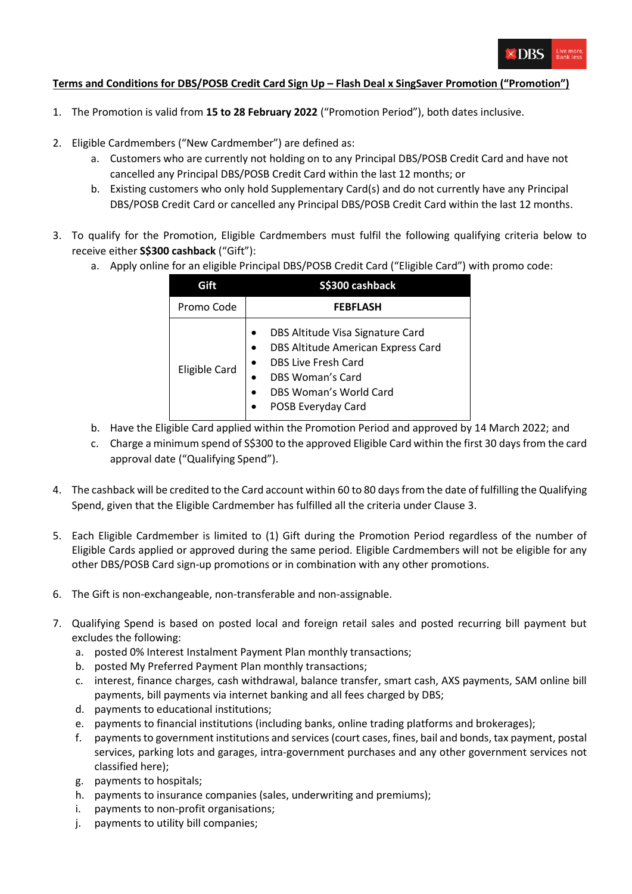**Terms and Conditions for DBS/POSB Credit Card Sign Up – Flash Deal x SingSaver Promotion ("Promotion")**

1. The Promotion is valid from **15 to 28 February 2022** ("Promotion Period"), both dates inclusive.

2. Eligible Cardmembers ("New Cardmember") are defined as:
    a. Customers who are currently not holding on to any Principal DBS/POSB Credit Card and have not cancelled any Principal DBS/POSB Credit Card within the last 12 months; or
    b. Existing customers who only hold Supplementary Card(s) and do not currently have any Principal DBS/POSB Credit Card or cancelled any Principal DBS/POSB Credit Card within the last 12 months.

3. To qualify for the Promotion, Eligible Cardmembers must fulfil the following qualifying criteria below to receive either **S$300 cashback** ("Gift"):
    a. Apply online for an eligible Principal DBS/POSB Credit Card ("Eligible Card") with promo code:

| Gift | S$300 cashback |
|---|---|
| Promo Code | **FEBFLASH** |
| Eligible Card | • DBS Altitude Visa Signature Card<br>• DBS Altitude American Express Card<br>• DBS Live Fresh Card<br>• DBS Woman's Card<br>• DBS Woman's World Card<br>• POSB Everyday Card |

    b. Have the Eligible Card applied within the Promotion Period and approved by 14 March 2022; and
    c. Charge a minimum spend of S$300 to the approved Eligible Card within the first 30 days from the card approval date ("Qualifying Spend").

4. The cashback will be credited to the Card account within 60 to 80 days from the date of fulfilling the Qualifying Spend, given that the Eligible Cardmember has fulfilled all the criteria under Clause 3.

5. Each Eligible Cardmember is limited to (1) Gift during the Promotion Period regardless of the number of Eligible Cards applied or approved during the same period. Eligible Cardmembers will not be eligible for any other DBS/POSB Card sign-up promotions or in combination with any other promotions.

6. The Gift is non-exchangeable, non-transferable and non-assignable.

7. Qualifying Spend is based on posted local and foreign retail sales and posted recurring bill payment but excludes the following:
    a. posted 0% Interest Instalment Payment Plan monthly transactions;
    b. posted My Preferred Payment Plan monthly transactions;
    c. interest, finance charges, cash withdrawal, balance transfer, smart cash, AXS payments, SAM online bill payments, bill payments via internet banking and all fees charged by DBS;
    d. payments to educational institutions;
    e. payments to financial institutions (including banks, online trading platforms and brokerages);
    f. payments to government institutions and services (court cases, fines, bail and bonds, tax payment, postal services, parking lots and garages, intra-government purchases and any other government services not classified here);
    g. payments to hospitals;
    h. payments to insurance companies (sales, underwriting and premiums);
    i. payments to non-profit organisations;
    j. payments to utility bill companies;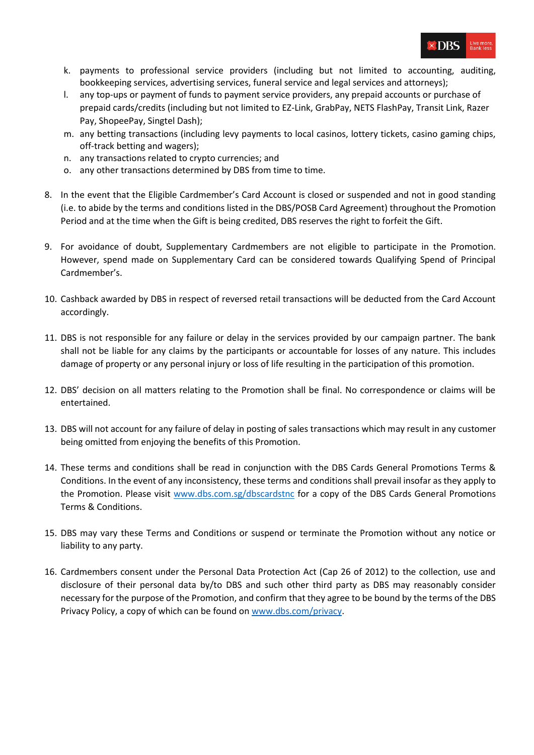k. payments to professional service providers (including but not limited to accounting, auditing, bookkeeping services, advertising services, funeral service and legal services and attorneys);
l. any top-ups or payment of funds to payment service providers, any prepaid accounts or purchase of prepaid cards/credits (including but not limited to EZ-Link, GrabPay, NETS FlashPay, Transit Link, Razer Pay, ShopeePay, Singtel Dash);
m. any betting transactions (including levy payments to local casinos, lottery tickets, casino gaming chips, off-track betting and wagers);
n. any transactions related to crypto currencies; and
o. any other transactions determined by DBS from time to time.

8. In the event that the Eligible Cardmember's Card Account is closed or suspended and not in good standing (i.e. to abide by the terms and conditions listed in the DBS/POSB Card Agreement) throughout the Promotion Period and at the time when the Gift is being credited, DBS reserves the right to forfeit the Gift.

9. For avoidance of doubt, Supplementary Cardmembers are not eligible to participate in the Promotion. However, spend made on Supplementary Card can be considered towards Qualifying Spend of Principal Cardmember's.

10. Cashback awarded by DBS in respect of reversed retail transactions will be deducted from the Card Account accordingly.

11. DBS is not responsible for any failure or delay in the services provided by our campaign partner. The bank shall not be liable for any claims by the participants or accountable for losses of any nature. This includes damage of property or any personal injury or loss of life resulting in the participation of this promotion.

12. DBS' decision on all matters relating to the Promotion shall be final. No correspondence or claims will be entertained.

13. DBS will not account for any failure of delay in posting of sales transactions which may result in any customer being omitted from enjoying the benefits of this Promotion.

14. These terms and conditions shall be read in conjunction with the DBS Cards General Promotions Terms & Conditions. In the event of any inconsistency, these terms and conditions shall prevail insofar as they apply to the Promotion. Please visit [www.dbs.com.sg/dbscardstnc](http://www.dbs.com.sg/dbscardstnc) for a copy of the DBS Cards General Promotions Terms & Conditions.

15. DBS may vary these Terms and Conditions or suspend or terminate the Promotion without any notice or liability to any party.

16. Cardmembers consent under the Personal Data Protection Act (Cap 26 of 2012) to the collection, use and disclosure of their personal data by/to DBS and such other third party as DBS may reasonably consider necessary for the purpose of the Promotion, and confirm that they agree to be bound by the terms of the DBS Privacy Policy, a copy of which can be found on [www.dbs.com/privacy](http://www.dbs.com/privacy).